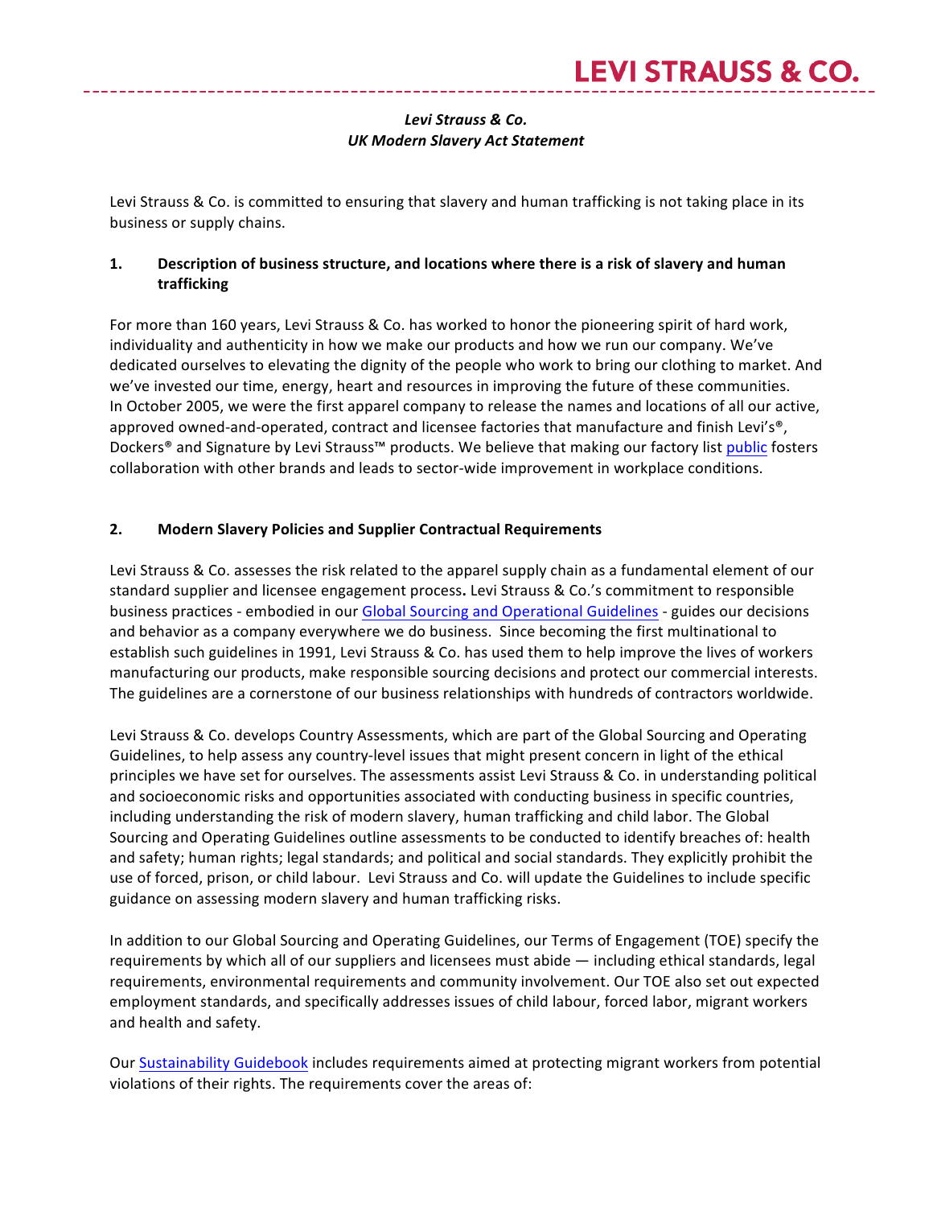*Levi Strauss & Co.*
*UK Modern Slavery Act Statement*

Levi Strauss & Co. is committed to ensuring that slavery and human trafficking is not taking place in its business or supply chains.

## 1. Description of business structure, and locations where there is a risk of slavery and human trafficking

For more than 160 years, Levi Strauss & Co. has worked to honor the pioneering spirit of hard work, individuality and authenticity in how we make our products and how we run our company. We've dedicated ourselves to elevating the dignity of the people who work to bring our clothing to market. And we've invested our time, energy, heart and resources in improving the future of these communities. In October 2005, we were the first apparel company to release the names and locations of all our active, approved owned-and-operated, contract and licensee factories that manufacture and finish Levi's®, Dockers® and Signature by Levi Strauss™ products. We believe that making our factory list public fosters collaboration with other brands and leads to sector-wide improvement in workplace conditions.

## 2. Modern Slavery Policies and Supplier Contractual Requirements

Levi Strauss & Co. assesses the risk related to the apparel supply chain as a fundamental element of our standard supplier and licensee engagement process**.** Levi Strauss & Co.'s commitment to responsible business practices - embodied in our Global Sourcing and Operational Guidelines - guides our decisions and behavior as a company everywhere we do business. Since becoming the first multinational to establish such guidelines in 1991, Levi Strauss & Co. has used them to help improve the lives of workers manufacturing our products, make responsible sourcing decisions and protect our commercial interests. The guidelines are a cornerstone of our business relationships with hundreds of contractors worldwide.

Levi Strauss & Co. develops Country Assessments, which are part of the Global Sourcing and Operating Guidelines, to help assess any country-level issues that might present concern in light of the ethical principles we have set for ourselves. The assessments assist Levi Strauss & Co. in understanding political and socioeconomic risks and opportunities associated with conducting business in specific countries, including understanding the risk of modern slavery, human trafficking and child labor. The Global Sourcing and Operating Guidelines outline assessments to be conducted to identify breaches of: health and safety; human rights; legal standards; and political and social standards. They explicitly prohibit the use of forced, prison, or child labour. Levi Strauss and Co. will update the Guidelines to include specific guidance on assessing modern slavery and human trafficking risks.

In addition to our Global Sourcing and Operating Guidelines, our Terms of Engagement (TOE) specify the requirements by which all of our suppliers and licensees must abide — including ethical standards, legal requirements, environmental requirements and community involvement. Our TOE also set out expected employment standards, and specifically addresses issues of child labour, forced labor, migrant workers and health and safety.

Our Sustainability Guidebook includes requirements aimed at protecting migrant workers from potential violations of their rights. The requirements cover the areas of: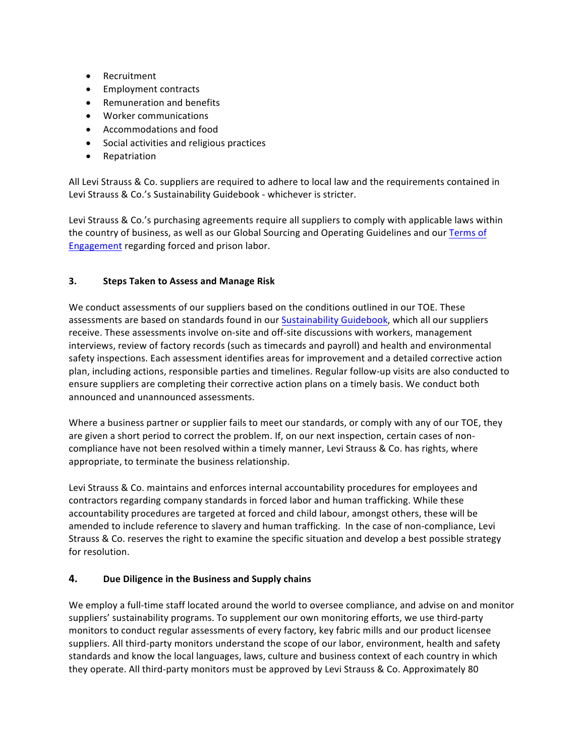- Recruitment
- Employment contracts
- Remuneration and benefits
- Worker communications
- Accommodations and food
- Social activities and religious practices
- Repatriation

All Levi Strauss & Co. suppliers are required to adhere to local law and the requirements contained in Levi Strauss & Co.'s Sustainability Guidebook - whichever is stricter.

Levi Strauss & Co.'s purchasing agreements require all suppliers to comply with applicable laws within the country of business, as well as our Global Sourcing and Operating Guidelines and our [Terms of Engagement]() regarding forced and prison labor.

### 3. Steps Taken to Assess and Manage Risk

We conduct assessments of our suppliers based on the conditions outlined in our TOE. These assessments are based on standards found in our [Sustainability Guidebook](), which all our suppliers receive. These assessments involve on-site and off-site discussions with workers, management interviews, review of factory records (such as timecards and payroll) and health and environmental safety inspections. Each assessment identifies areas for improvement and a detailed corrective action plan, including actions, responsible parties and timelines. Regular follow-up visits are also conducted to ensure suppliers are completing their corrective action plans on a timely basis. We conduct both announced and unannounced assessments.

Where a business partner or supplier fails to meet our standards, or comply with any of our TOE, they are given a short period to correct the problem. If, on our next inspection, certain cases of non-compliance have not been resolved within a timely manner, Levi Strauss & Co. has rights, where appropriate, to terminate the business relationship.

Levi Strauss & Co. maintains and enforces internal accountability procedures for employees and contractors regarding company standards in forced labor and human trafficking. While these accountability procedures are targeted at forced and child labour, amongst others, these will be amended to include reference to slavery and human trafficking. In the case of non-compliance, Levi Strauss & Co. reserves the right to examine the specific situation and develop a best possible strategy for resolution.

### 4. Due Diligence in the Business and Supply chains

We employ a full-time staff located around the world to oversee compliance, and advise on and monitor suppliers' sustainability programs. To supplement our own monitoring efforts, we use third-party monitors to conduct regular assessments of every factory, key fabric mills and our product licensee suppliers. All third-party monitors understand the scope of our labor, environment, health and safety standards and know the local languages, laws, culture and business context of each country in which they operate. All third-party monitors must be approved by Levi Strauss & Co. Approximately 80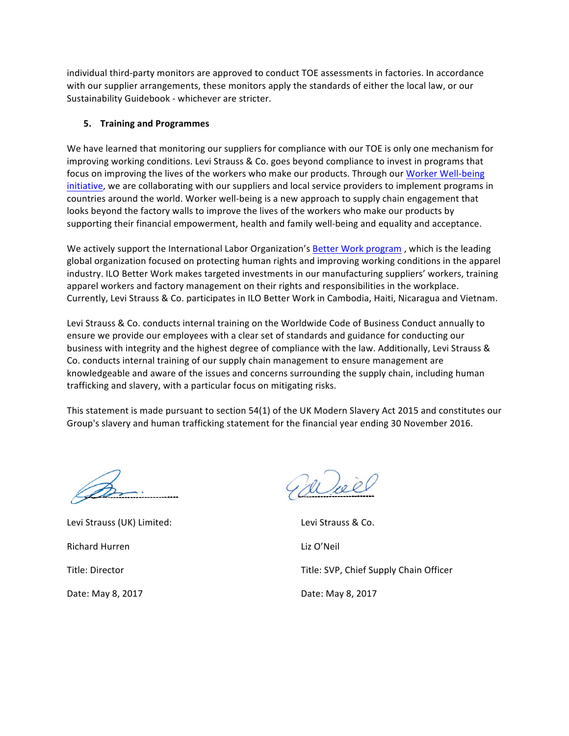individual third-party monitors are approved to conduct TOE assessments in factories. In accordance with our supplier arrangements, these monitors apply the standards of either the local law, or our Sustainability Guidebook - whichever are stricter.

## 5. Training and Programmes

We have learned that monitoring our suppliers for compliance with our TOE is only one mechanism for improving working conditions. Levi Strauss & Co. goes beyond compliance to invest in programs that focus on improving the lives of the workers who make our products. Through our Worker Well-being initiative, we are collaborating with our suppliers and local service providers to implement programs in countries around the world. Worker well-being is a new approach to supply chain engagement that looks beyond the factory walls to improve the lives of the workers who make our products by supporting their financial empowerment, health and family well-being and equality and acceptance.

We actively support the International Labor Organization's Better Work program , which is the leading global organization focused on protecting human rights and improving working conditions in the apparel industry. ILO Better Work makes targeted investments in our manufacturing suppliers' workers, training apparel workers and factory management on their rights and responsibilities in the workplace. Currently, Levi Strauss & Co. participates in ILO Better Work in Cambodia, Haiti, Nicaragua and Vietnam.

Levi Strauss & Co. conducts internal training on the Worldwide Code of Business Conduct annually to ensure we provide our employees with a clear set of standards and guidance for conducting our business with integrity and the highest degree of compliance with the law. Additionally, Levi Strauss & Co. conducts internal training of our supply chain management to ensure management are knowledgeable and aware of the issues and concerns surrounding the supply chain, including human trafficking and slavery, with a particular focus on mitigating risks.

This statement is made pursuant to section 54(1) of the UK Modern Slavery Act 2015 and constitutes our Group's slavery and human trafficking statement for the financial year ending 30 November 2016.

Levi Strauss (UK) Limited:

Richard Hurren

Title: Director

Date: May 8, 2017

Levi Strauss & Co.

Liz O'Neil

Title: SVP, Chief Supply Chain Officer

Date: May 8, 2017